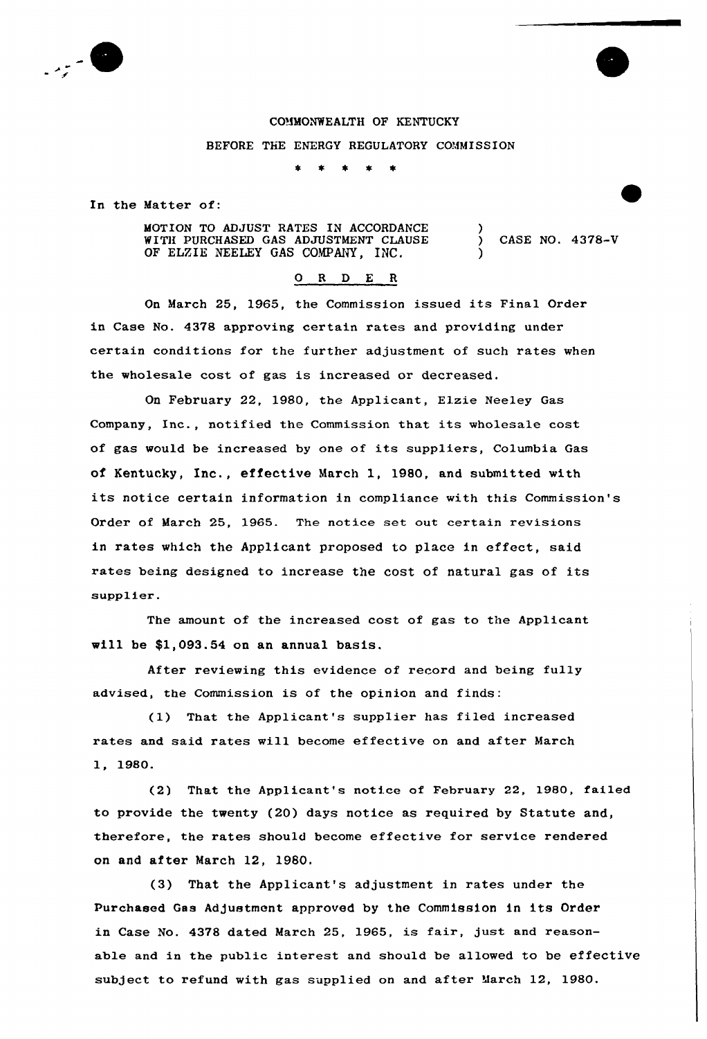COMMONWEALTH OF KENTUCKY

BEFORE THE ENERGY REGULATORY COMMISSION

\* \* \* \* \*

In the Matter of:

MOTION TO ADJUST RATES IN ACCORDANCE WITH PURCHASED GAS ADJUSTMENT CLAUSE OF ELZIE NEELEY GAS COMPANY, INC. ) CASE NO. 4378-V

## O R D E R

On March 25, 1965, the Commission issued its Final Order in Case No. 4378 approving certain rates and providing under certain conditions for the further adjustment of such rates when the wholesale cost of gas is increased or decreased.

On February 22, 1980, the Applicant, Elzie Neeley Gas Company, Inc., notified the Commission that its wholesale cost of gas would be increased by one of its suppliers, Columbia Gas of Kentucky, Inc., effective March 1, 1980, and submitted with its notice certain information in compliance with this Commission's Order of March 25, 1965. The notice set out certain revisions in rates which the Applicant proposed to place in effect, said rates being designed to increase the cost of natural gas of its supplier.

The amount of the increased cost of gas to the Applicant will be $1,093.54 on an annual basis.

After reviewing this evidence of record and being fully advised, the Commission is of the opinion and finds:

(1) That the Applicant's supplier has filed increased rates and said rates will become effective on and after March 1, 1980.

(2) That the Applicant's notice of February 22, 1980, failed to provide the twenty (20) days notice as required by Statute and, therefore, the rates should become effective for service rendered on and after March 12, 1980.

(3) That the Applicant's adjustment in rates under the Purchased Gas Adjustment approved by the Commission in its Order in Case No. 4378 dated March 25, 1965, is fair, just and reasonable and in the public interest and should be allowed to be effective subject to refund with gas supplied on and after March 12, 1980.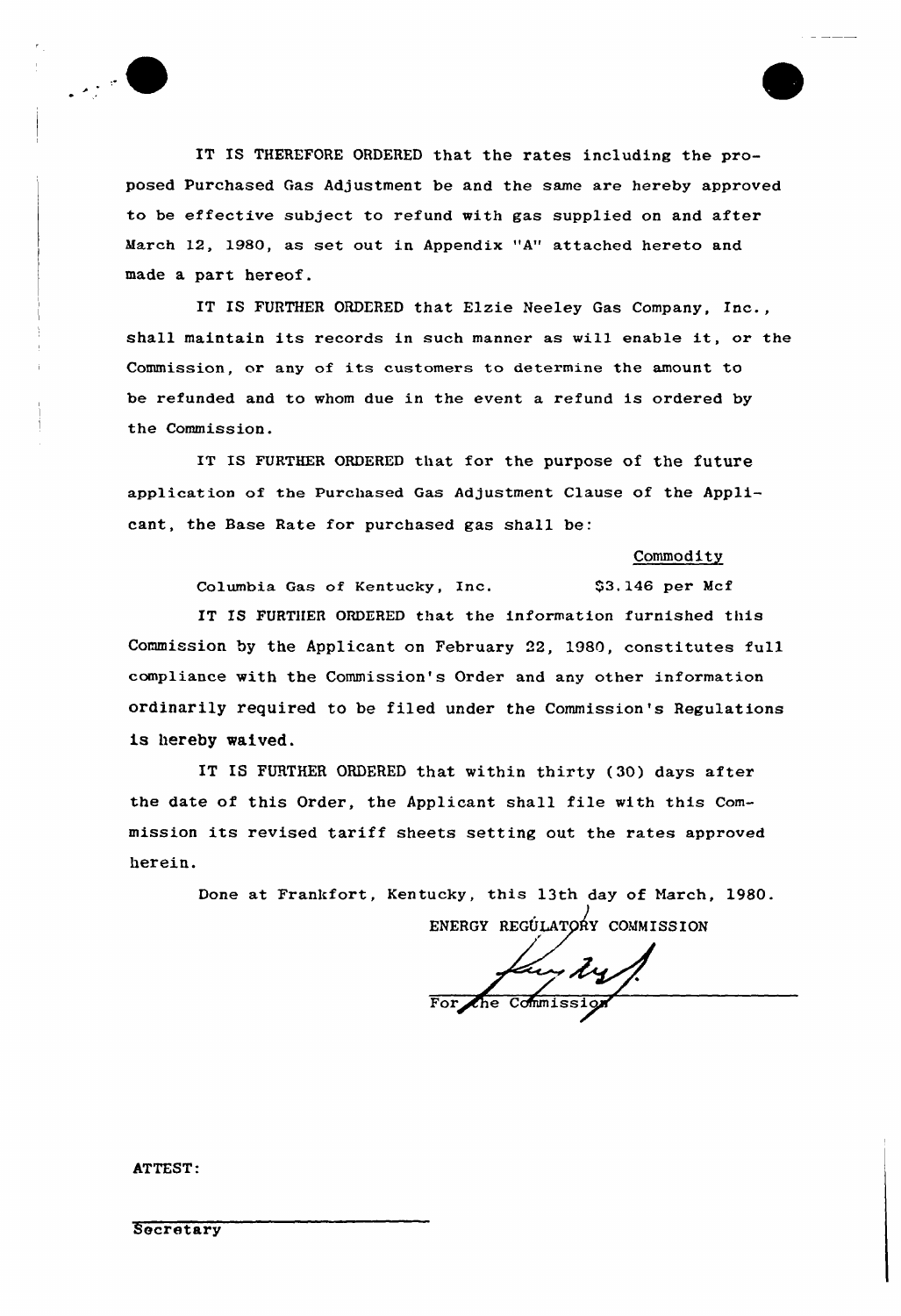IT IS THEREFORE ORDERED that the rates including the proposed Purchased Gas Adjustment be and the same are hereby approved to be effective subject to refund with gas supplied on and after March 12, 1980, as set out in Appendix "A" attached hereto and made a part hereof.

IT IS FURTHER ORDERED that Elzie Neeley Gas Company, Inc., shall maintain its records in such manner as will enable it, or the Commission, or any of its customers to determine the amount to be refunded and to whom due in the event a refund is ordered by the Commission.

IT IS FURTHER ORDERED that for the purpose of the future application of the Purchased Gas Adjustment Clause of the Applicant, the Base Rate for purchased gas shall be:

| | Commodity |
|---|---|
| Columbia Gas of Kentucky, Inc. | $3.146 per Mcf |

IT IS FURTHER ORDERED that the information furnished this Commission by the Applicant on February 22, 1980, constitutes full compliance with the Commission's Order and any other information ordinarily required to be filed under the Commission's Regulations is hereby waived.

IT IS FURTHER ORDERED that within thirty (30) days after the date of this Order, the Applicant shall file with this Commission its revised tariff sheets setting out the rates approved herein.

Done at Frankfort, Kentucky, this 13th day of March, 1980.

ENERGY REGULATORY COMMISSION

For the Commission

ATTEST:

Secretary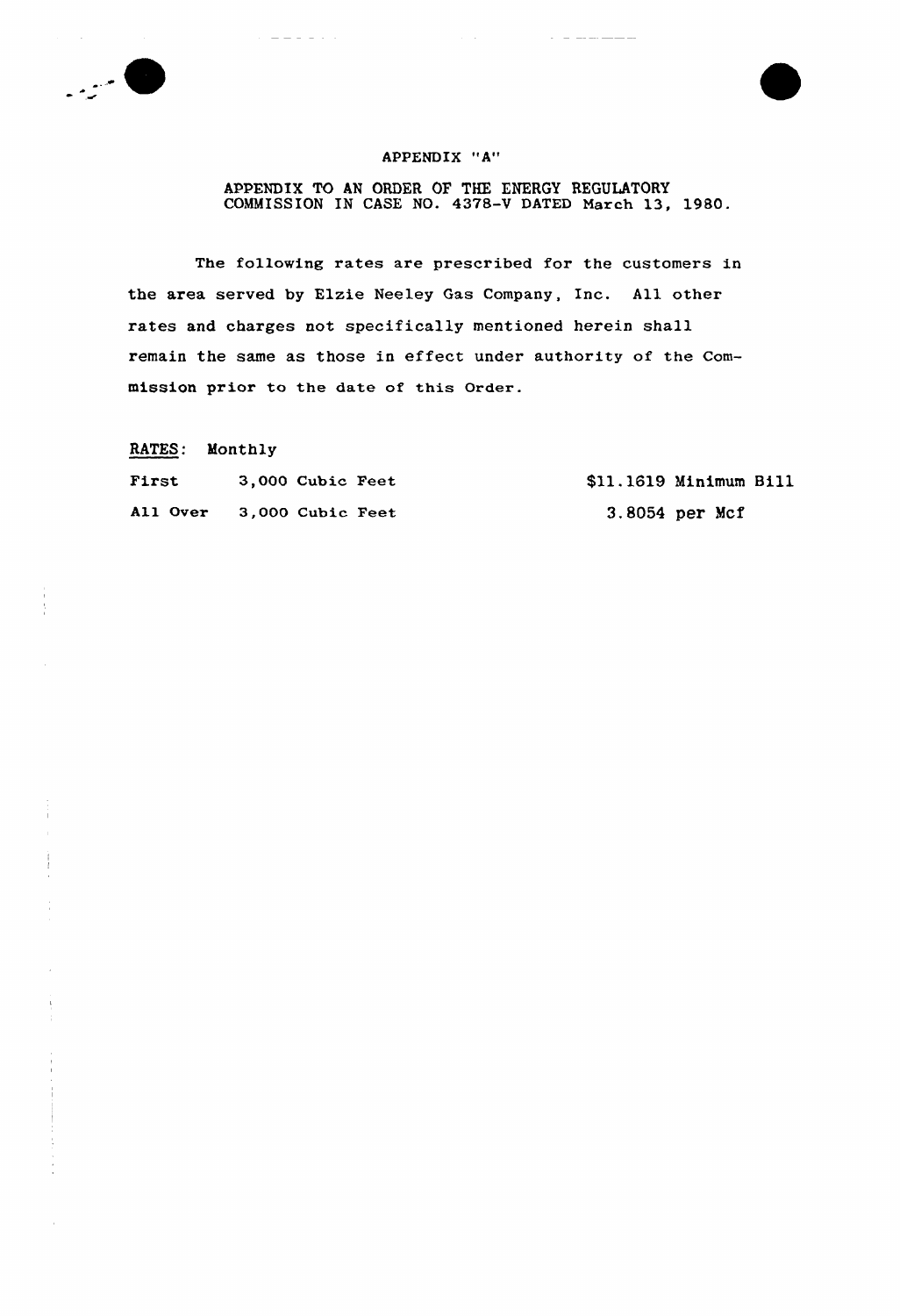APPENDIX "A"

APPENDIX TO AN ORDER OF THE ENERGY REGULATORY COMMISSION IN CASE NO. 4378-V DATED March 13, 1980.

The following rates are prescribed for the customers in the area served by Elzie Neeley Gas Company, Inc. All other rates and charges not specifically mentioned herein shall remain the same as those in effect under authority of the Commission prior to the date of this Order.

RATES: Monthly

| | | |
|---|---|---|
| First | 3,000 Cubic Feet | $11.1619 Minimum Bill |
| All Over | 3,000 Cubic Feet | 3.8054 per Mcf |